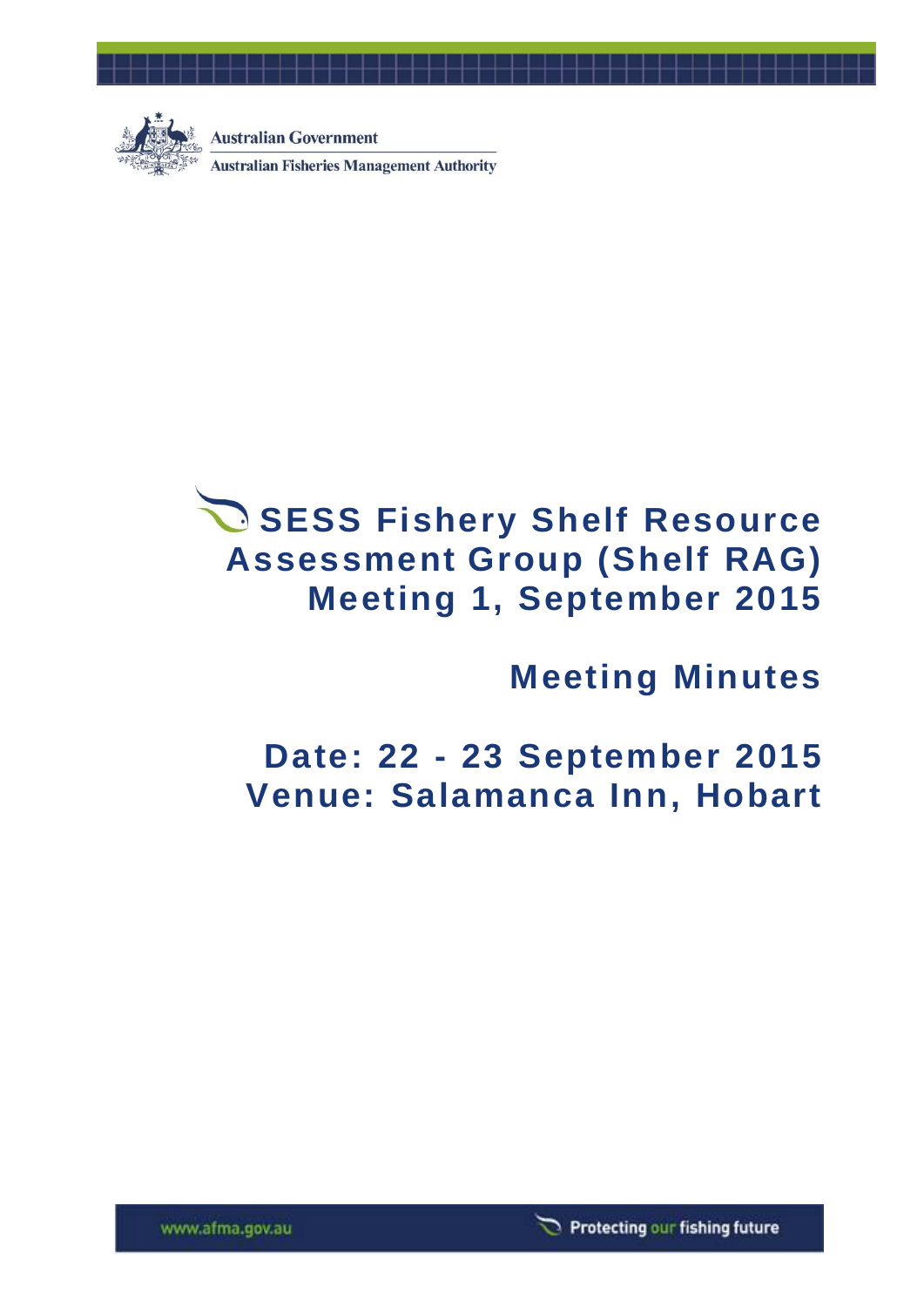Australian Government

Australian Fisheries Management Authority

# SESS Fishery Shelf Resource Assessment Group (Shelf RAG) Meeting 1, September 2015

## Meeting Minutes

## Date: 22 - 23 September 2015
## Venue: Salamanca Inn, Hobart

www.afma.gov.au

Protecting our fishing future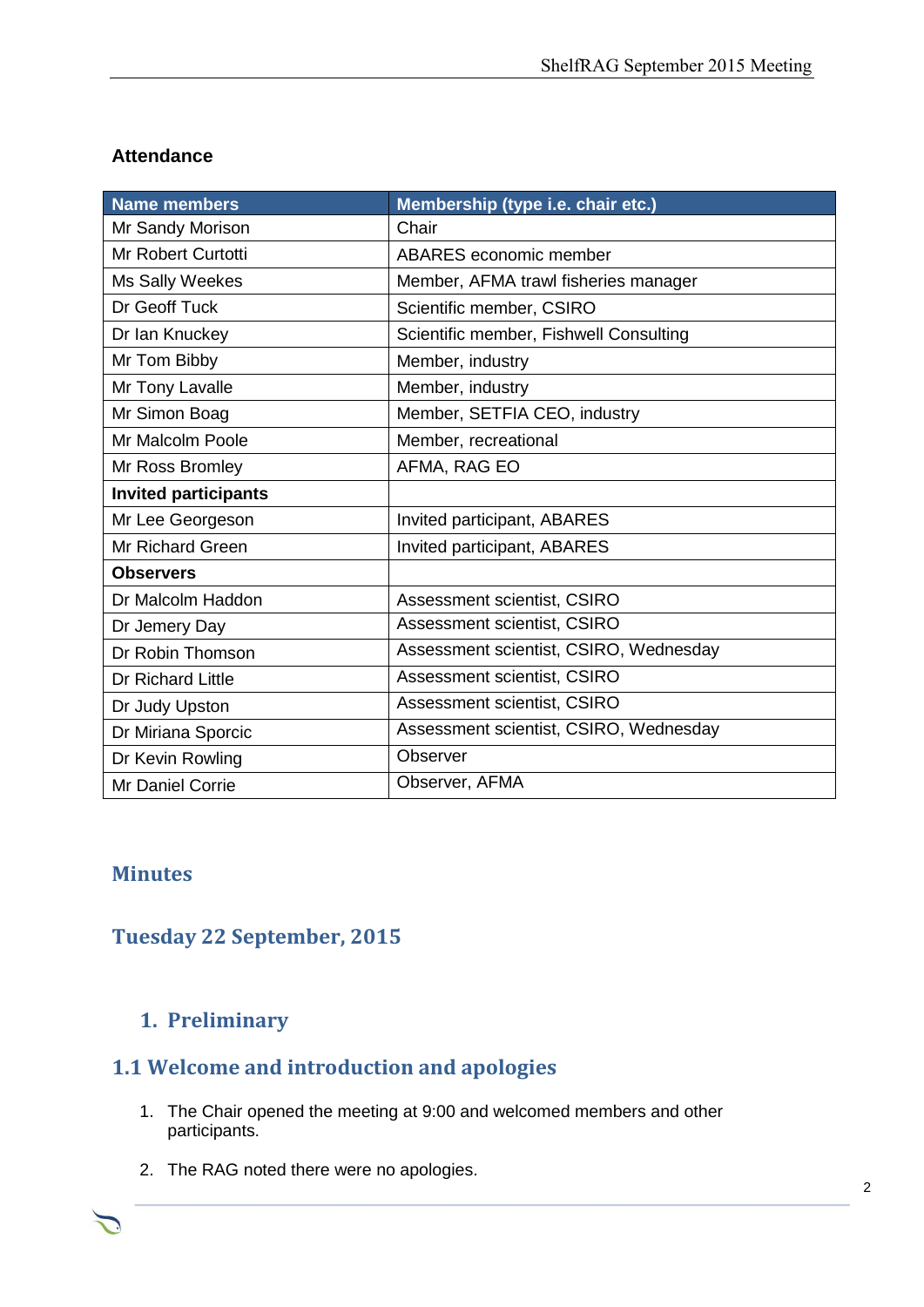## Attendance

| Name members | Membership (type i.e. chair etc.) |
|---|---|
| Mr Sandy Morison | Chair |
| Mr Robert Curtotti | ABARES economic member |
| Ms Sally Weekes | Member, AFMA trawl fisheries manager |
| Dr Geoff Tuck | Scientific member, CSIRO |
| Dr Ian Knuckey | Scientific member, Fishwell Consulting |
| Mr Tom Bibby | Member, industry |
| Mr Tony Lavalle | Member, industry |
| Mr Simon Boag | Member, SETFIA CEO, industry |
| Mr Malcolm Poole | Member, recreational |
| Mr Ross Bromley | AFMA, RAG EO |
| **Invited participants** | |
| Mr Lee Georgeson | Invited participant, ABARES |
| Mr Richard Green | Invited participant, ABARES |
| **Observers** | |
| Dr Malcolm Haddon | Assessment scientist, CSIRO |
| Dr Jemery Day | Assessment scientist, CSIRO |
| Dr Robin Thomson | Assessment scientist, CSIRO, Wednesday |
| Dr Richard Little | Assessment scientist, CSIRO |
| Dr Judy Upston | Assessment scientist, CSIRO |
| Dr Miriana Sporcic | Assessment scientist, CSIRO, Wednesday |
| Dr Kevin Rowling | Observer |
| Mr Daniel Corrie | Observer, AFMA |

# Minutes

## Tuesday 22 September, 2015

## 1. Preliminary

### 1.1 Welcome and introduction and apologies

1. The Chair opened the meeting at 9:00 and welcomed members and other participants.

2. The RAG noted there were no apologies.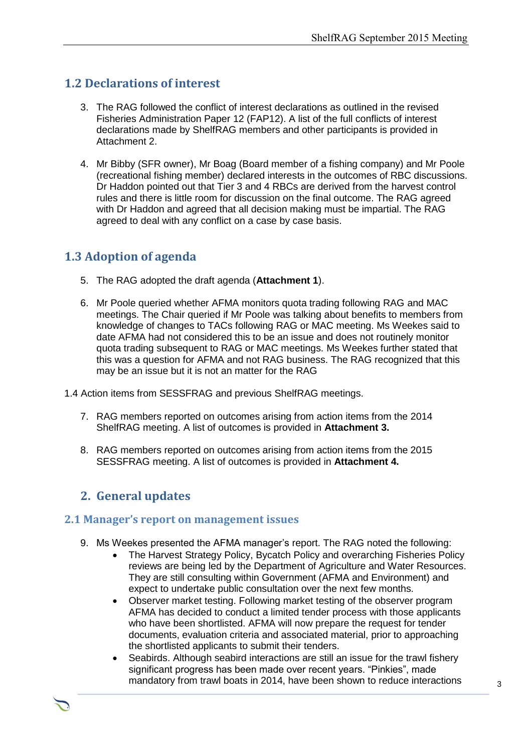## 1.2 Declarations of interest

3. The RAG followed the conflict of interest declarations as outlined in the revised Fisheries Administration Paper 12 (FAP12). A list of the full conflicts of interest declarations made by ShelfRAG members and other participants is provided in Attachment 2.

4. Mr Bibby (SFR owner), Mr Boag (Board member of a fishing company) and Mr Poole (recreational fishing member) declared interests in the outcomes of RBC discussions. Dr Haddon pointed out that Tier 3 and 4 RBCs are derived from the harvest control rules and there is little room for discussion on the final outcome. The RAG agreed with Dr Haddon and agreed that all decision making must be impartial. The RAG agreed to deal with any conflict on a case by case basis.

## 1.3 Adoption of agenda

5. The RAG adopted the draft agenda (**Attachment 1**).

6. Mr Poole queried whether AFMA monitors quota trading following RAG and MAC meetings. The Chair queried if Mr Poole was talking about benefits to members from knowledge of changes to TACs following RAG or MAC meeting. Ms Weekes said to date AFMA had not considered this to be an issue and does not routinely monitor quota trading subsequent to RAG or MAC meetings. Ms Weekes further stated that this was a question for AFMA and not RAG business. The RAG recognized that this may be an issue but it is not an matter for the RAG

1.4 Action items from SESSFRAG and previous ShelfRAG meetings.

7. RAG members reported on outcomes arising from action items from the 2014 ShelfRAG meeting. A list of outcomes is provided in **Attachment 3.**

8. RAG members reported on outcomes arising from action items from the 2015 SESSFRAG meeting. A list of outcomes is provided in **Attachment 4.**

# 2. General updates

## 2.1 Manager's report on management issues

9. Ms Weekes presented the AFMA manager's report. The RAG noted the following:
    - The Harvest Strategy Policy, Bycatch Policy and overarching Fisheries Policy reviews are being led by the Department of Agriculture and Water Resources. They are still consulting within Government (AFMA and Environment) and expect to undertake public consultation over the next few months.
    - Observer market testing. Following market testing of the observer program AFMA has decided to conduct a limited tender process with those applicants who have been shortlisted. AFMA will now prepare the request for tender documents, evaluation criteria and associated material, prior to approaching the shortlisted applicants to submit their tenders.
    - Seabirds. Although seabird interactions are still an issue for the trawl fishery significant progress has been made over recent years. "Pinkies", made mandatory from trawl boats in 2014, have been shown to reduce interactions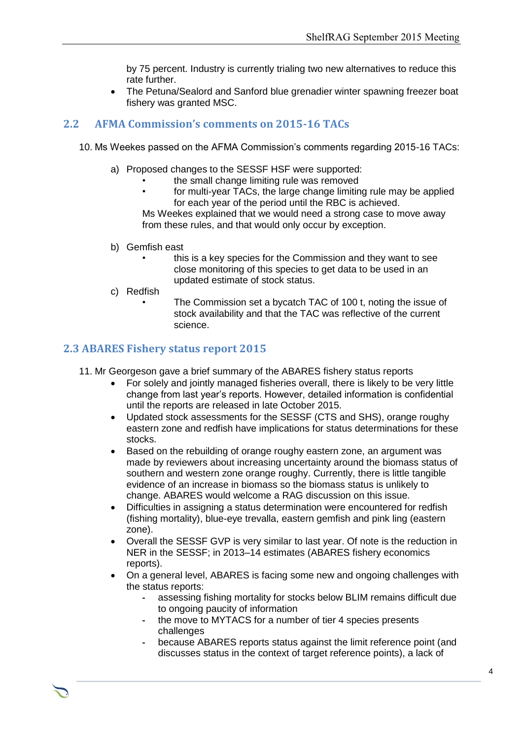by 75 percent. Industry is currently trialing two new alternatives to reduce this rate further.

- The Petuna/Sealord and Sanford blue grenadier winter spawning freezer boat fishery was granted MSC.

## 2.2 AFMA Commission's comments on 2015-16 TACs

10. Ms Weekes passed on the AFMA Commission's comments regarding 2015-16 TACs:

    a) Proposed changes to the SESSF HSF were supported:
       - the small change limiting rule was removed
       - for multi-year TACs, the large change limiting rule may be applied for each year of the period until the RBC is achieved.

       Ms Weekes explained that we would need a strong case to move away from these rules, and that would only occur by exception.

    b) Gemfish east
       - this is a key species for the Commission and they want to see close monitoring of this species to get data to be used in an updated estimate of stock status.

    c) Redfish
       - The Commission set a bycatch TAC of 100 t, noting the issue of stock availability and that the TAC was reflective of the current science.

## 2.3 ABARES Fishery status report 2015

11. Mr Georgeson gave a brief summary of the ABARES fishery status reports
    - For solely and jointly managed fisheries overall, there is likely to be very little change from last year's reports. However, detailed information is confidential until the reports are released in late October 2015.
    - Updated stock assessments for the SESSF (CTS and SHS), orange roughy eastern zone and redfish have implications for status determinations for these stocks.
    - Based on the rebuilding of orange roughy eastern zone, an argument was made by reviewers about increasing uncertainty around the biomass status of southern and western zone orange roughy. Currently, there is little tangible evidence of an increase in biomass so the biomass status is unlikely to change. ABARES would welcome a RAG discussion on this issue.
    - Difficulties in assigning a status determination were encountered for redfish (fishing mortality), blue-eye trevalla, eastern gemfish and pink ling (eastern zone).
    - Overall the SESSF GVP is very similar to last year. Of note is the reduction in NER in the SESSF; in 2013–14 estimates (ABARES fishery economics reports).
    - On a general level, ABARES is facing some new and ongoing challenges with the status reports:
      - assessing fishing mortality for stocks below BLIM remains difficult due to ongoing paucity of information
      - the move to MYTACS for a number of tier 4 species presents challenges
      - because ABARES reports status against the limit reference point (and discusses status in the context of target reference points), a lack of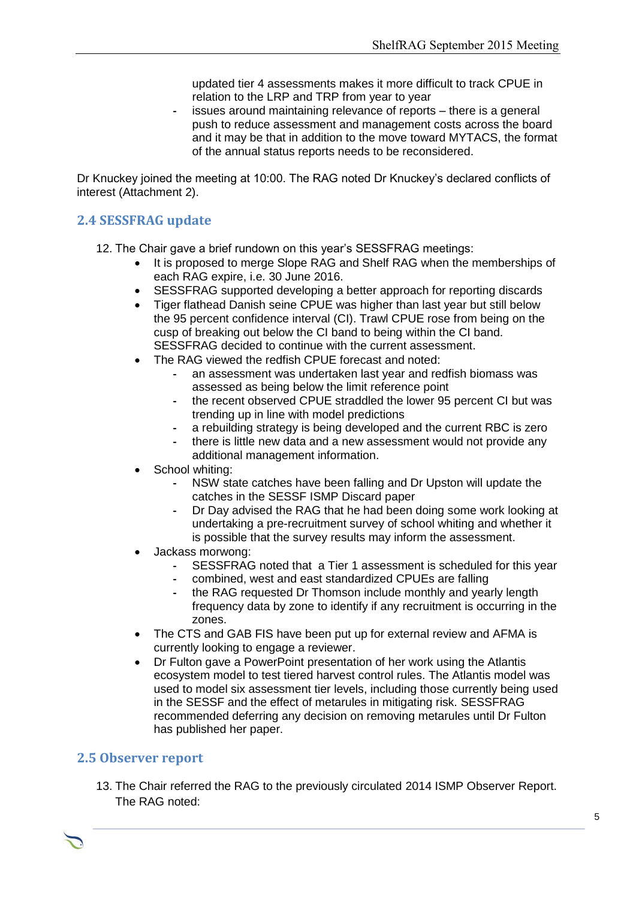- updated tier 4 assessments makes it more difficult to track CPUE in relation to the LRP and TRP from year to year
  - issues around maintaining relevance of reports – there is a general push to reduce assessment and management costs across the board and it may be that in addition to the move toward MYTACS, the format of the annual status reports needs to be reconsidered.

Dr Knuckey joined the meeting at 10:00. The RAG noted Dr Knuckey's declared conflicts of interest (Attachment 2).

## 2.4 SESSFRAG update

12. The Chair gave a brief rundown on this year's SESSFRAG meetings:
    - It is proposed to merge Slope RAG and Shelf RAG when the memberships of each RAG expire, i.e. 30 June 2016.
    - SESSFRAG supported developing a better approach for reporting discards
    - Tiger flathead Danish seine CPUE was higher than last year but still below the 95 percent confidence interval (CI). Trawl CPUE rose from being on the cusp of breaking out below the CI band to being within the CI band. SESSFRAG decided to continue with the current assessment.
    - The RAG viewed the redfish CPUE forecast and noted:
      - an assessment was undertaken last year and redfish biomass was assessed as being below the limit reference point
      - the recent observed CPUE straddled the lower 95 percent CI but was trending up in line with model predictions
      - a rebuilding strategy is being developed and the current RBC is zero
      - there is little new data and a new assessment would not provide any additional management information.
    - School whiting:
      - NSW state catches have been falling and Dr Upston will update the catches in the SESSF ISMP Discard paper
      - Dr Day advised the RAG that he had been doing some work looking at undertaking a pre-recruitment survey of school whiting and whether it is possible that the survey results may inform the assessment.
    - Jackass morwong:
      - SESSFRAG noted that a Tier 1 assessment is scheduled for this year
      - combined, west and east standardized CPUEs are falling
      - the RAG requested Dr Thomson include monthly and yearly length frequency data by zone to identify if any recruitment is occurring in the zones.
    - The CTS and GAB FIS have been put up for external review and AFMA is currently looking to engage a reviewer.
    - Dr Fulton gave a PowerPoint presentation of her work using the Atlantis ecosystem model to test tiered harvest control rules. The Atlantis model was used to model six assessment tier levels, including those currently being used in the SESSF and the effect of metarules in mitigating risk. SESSFRAG recommended deferring any decision on removing metarules until Dr Fulton has published her paper.

## 2.5 Observer report

13. The Chair referred the RAG to the previously circulated 2014 ISMP Observer Report. The RAG noted: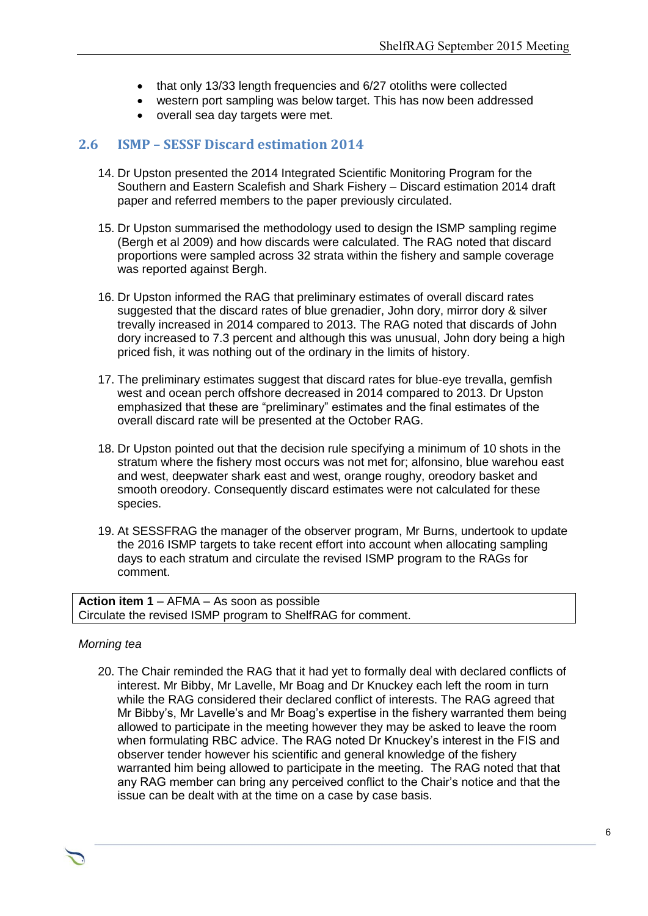- that only 13/33 length frequencies and 6/27 otoliths were collected
- western port sampling was below target. This has now been addressed
- overall sea day targets were met.

## 2.6 ISMP – SESSF Discard estimation 2014

14. Dr Upston presented the 2014 Integrated Scientific Monitoring Program for the Southern and Eastern Scalefish and Shark Fishery – Discard estimation 2014 draft paper and referred members to the paper previously circulated.

15. Dr Upston summarised the methodology used to design the ISMP sampling regime (Bergh et al 2009) and how discards were calculated. The RAG noted that discard proportions were sampled across 32 strata within the fishery and sample coverage was reported against Bergh.

16. Dr Upston informed the RAG that preliminary estimates of overall discard rates suggested that the discard rates of blue grenadier, John dory, mirror dory & silver trevally increased in 2014 compared to 2013. The RAG noted that discards of John dory increased to 7.3 percent and although this was unusual, John dory being a high priced fish, it was nothing out of the ordinary in the limits of history.

17. The preliminary estimates suggest that discard rates for blue-eye trevalla, gemfish west and ocean perch offshore decreased in 2014 compared to 2013. Dr Upston emphasized that these are "preliminary" estimates and the final estimates of the overall discard rate will be presented at the October RAG.

18. Dr Upston pointed out that the decision rule specifying a minimum of 10 shots in the stratum where the fishery most occurs was not met for; alfonsino, blue warehou east and west, deepwater shark east and west, orange roughy, oreodory basket and smooth oreodory. Consequently discard estimates were not calculated for these species.

19. At SESSFRAG the manager of the observer program, Mr Burns, undertook to update the 2016 ISMP targets to take recent effort into account when allocating sampling days to each stratum and circulate the revised ISMP program to the RAGs for comment.

| **Action item 1** – AFMA – As soon as possible<br>Circulate the revised ISMP program to ShelfRAG for comment. |
|---|

*Morning tea*

20. The Chair reminded the RAG that it had yet to formally deal with declared conflicts of interest. Mr Bibby, Mr Lavelle, Mr Boag and Dr Knuckey each left the room in turn while the RAG considered their declared conflict of interests. The RAG agreed that Mr Bibby's, Mr Lavelle's and Mr Boag's expertise in the fishery warranted them being allowed to participate in the meeting however they may be asked to leave the room when formulating RBC advice. The RAG noted Dr Knuckey's interest in the FIS and observer tender however his scientific and general knowledge of the fishery warranted him being allowed to participate in the meeting. The RAG noted that that any RAG member can bring any perceived conflict to the Chair's notice and that the issue can be dealt with at the time on a case by case basis.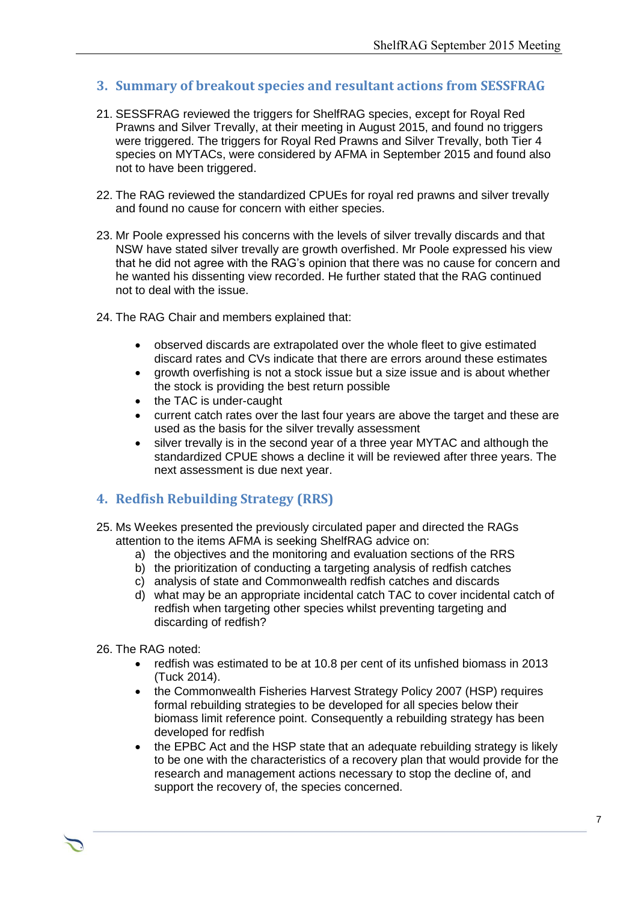## 3. Summary of breakout species and resultant actions from SESSFRAG

21. SESSFRAG reviewed the triggers for ShelfRAG species, except for Royal Red Prawns and Silver Trevally, at their meeting in August 2015, and found no triggers were triggered. The triggers for Royal Red Prawns and Silver Trevally, both Tier 4 species on MYTACs, were considered by AFMA in September 2015 and found also not to have been triggered.

22. The RAG reviewed the standardized CPUEs for royal red prawns and silver trevally and found no cause for concern with either species.

23. Mr Poole expressed his concerns with the levels of silver trevally discards and that NSW have stated silver trevally are growth overfished. Mr Poole expressed his view that he did not agree with the RAG's opinion that there was no cause for concern and he wanted his dissenting view recorded. He further stated that the RAG continued not to deal with the issue.

24. The RAG Chair and members explained that:

    - observed discards are extrapolated over the whole fleet to give estimated discard rates and CVs indicate that there are errors around these estimates
    - growth overfishing is not a stock issue but a size issue and is about whether the stock is providing the best return possible
    - the TAC is under-caught
    - current catch rates over the last four years are above the target and these are used as the basis for the silver trevally assessment
    - silver trevally is in the second year of a three year MYTAC and although the standardized CPUE shows a decline it will be reviewed after three years. The next assessment is due next year.

## 4. Redfish Rebuilding Strategy (RRS)

25. Ms Weekes presented the previously circulated paper and directed the RAGs attention to the items AFMA is seeking ShelfRAG advice on:
    a) the objectives and the monitoring and evaluation sections of the RRS
    b) the prioritization of conducting a targeting analysis of redfish catches
    c) analysis of state and Commonwealth redfish catches and discards
    d) what may be an appropriate incidental catch TAC to cover incidental catch of redfish when targeting other species whilst preventing targeting and discarding of redfish?

26. The RAG noted:
    - redfish was estimated to be at 10.8 per cent of its unfished biomass in 2013 (Tuck 2014).
    - the Commonwealth Fisheries Harvest Strategy Policy 2007 (HSP) requires formal rebuilding strategies to be developed for all species below their biomass limit reference point. Consequently a rebuilding strategy has been developed for redfish
    - the EPBC Act and the HSP state that an adequate rebuilding strategy is likely to be one with the characteristics of a recovery plan that would provide for the research and management actions necessary to stop the decline of, and support the recovery of, the species concerned.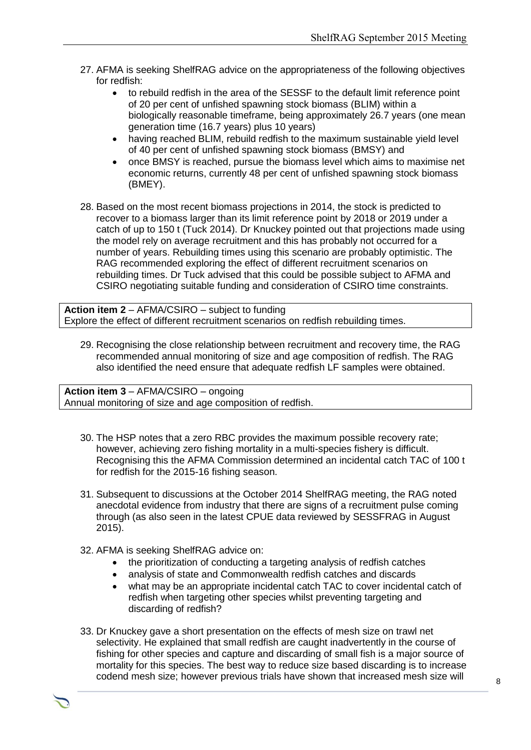27. AFMA is seeking ShelfRAG advice on the appropriateness of the following objectives for redfish:
    - to rebuild redfish in the area of the SESSF to the default limit reference point of 20 per cent of unfished spawning stock biomass (BLIM) within a biologically reasonable timeframe, being approximately 26.7 years (one mean generation time (16.7 years) plus 10 years)
    - having reached BLIM, rebuild redfish to the maximum sustainable yield level of 40 per cent of unfished spawning stock biomass (BMSY) and
    - once BMSY is reached, pursue the biomass level which aims to maximise net economic returns, currently 48 per cent of unfished spawning stock biomass (BMEY).

28. Based on the most recent biomass projections in 2014, the stock is predicted to recover to a biomass larger than its limit reference point by 2018 or 2019 under a catch of up to 150 t (Tuck 2014). Dr Knuckey pointed out that projections made using the model rely on average recruitment and this has probably not occurred for a number of years. Rebuilding times using this scenario are probably optimistic. The RAG recommended exploring the effect of different recruitment scenarios on rebuilding times. Dr Tuck advised that this could be possible subject to AFMA and CSIRO negotiating suitable funding and consideration of CSIRO time constraints.

| **Action item 2** – AFMA/CSIRO – subject to funding |
|---|
| Explore the effect of different recruitment scenarios on redfish rebuilding times. |

29. Recognising the close relationship between recruitment and recovery time, the RAG recommended annual monitoring of size and age composition of redfish. The RAG also identified the need ensure that adequate redfish LF samples were obtained.

| **Action item 3** – AFMA/CSIRO – ongoing |
|---|
| Annual monitoring of size and age composition of redfish. |

30. The HSP notes that a zero RBC provides the maximum possible recovery rate; however, achieving zero fishing mortality in a multi-species fishery is difficult. Recognising this the AFMA Commission determined an incidental catch TAC of 100 t for redfish for the 2015-16 fishing season.

31. Subsequent to discussions at the October 2014 ShelfRAG meeting, the RAG noted anecdotal evidence from industry that there are signs of a recruitment pulse coming through (as also seen in the latest CPUE data reviewed by SESSFRAG in August 2015).

32. AFMA is seeking ShelfRAG advice on:
    - the prioritization of conducting a targeting analysis of redfish catches
    - analysis of state and Commonwealth redfish catches and discards
    - what may be an appropriate incidental catch TAC to cover incidental catch of redfish when targeting other species whilst preventing targeting and discarding of redfish?

33. Dr Knuckey gave a short presentation on the effects of mesh size on trawl net selectivity. He explained that small redfish are caught inadvertently in the course of fishing for other species and capture and discarding of small fish is a major source of mortality for this species. The best way to reduce size based discarding is to increase codend mesh size; however previous trials have shown that increased mesh size will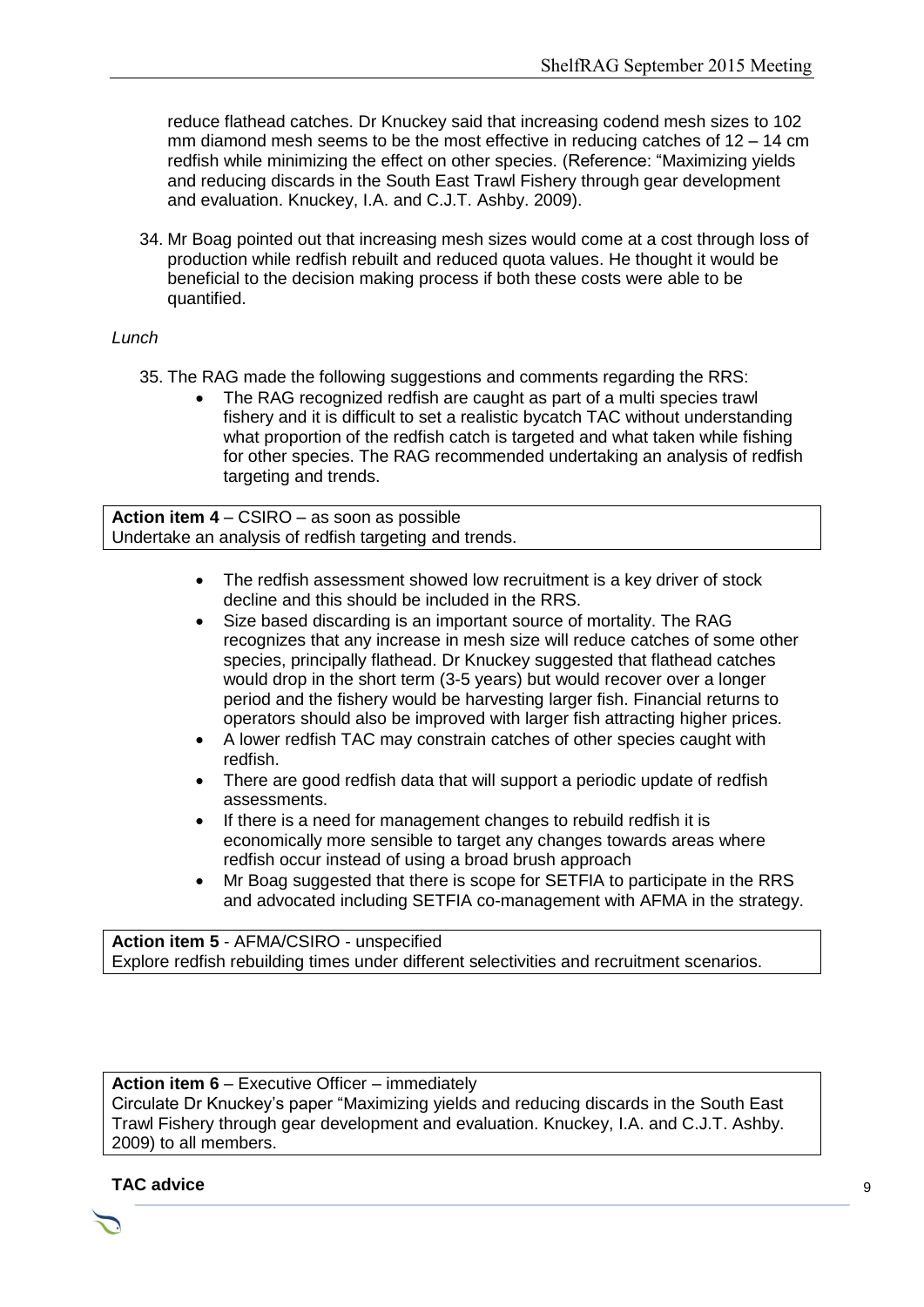reduce flathead catches. Dr Knuckey said that increasing codend mesh sizes to 102 mm diamond mesh seems to be the most effective in reducing catches of 12 – 14 cm redfish while minimizing the effect on other species. (Reference: "Maximizing yields and reducing discards in the South East Trawl Fishery through gear development and evaluation. Knuckey, I.A. and C.J.T. Ashby. 2009).

34. Mr Boag pointed out that increasing mesh sizes would come at a cost through loss of production while redfish rebuilt and reduced quota values. He thought it would be beneficial to the decision making process if both these costs were able to be quantified.

*Lunch*

35. The RAG made the following suggestions and comments regarding the RRS:
    - The RAG recognized redfish are caught as part of a multi species trawl fishery and it is difficult to set a realistic bycatch TAC without understanding what proportion of the redfish catch is targeted and what taken while fishing for other species. The RAG recommended undertaking an analysis of redfish targeting and trends.

| **Action item 4** – CSIRO – as soon as possible<br>Undertake an analysis of redfish targeting and trends. |
|---|

- The redfish assessment showed low recruitment is a key driver of stock decline and this should be included in the RRS.
- Size based discarding is an important source of mortality. The RAG recognizes that any increase in mesh size will reduce catches of some other species, principally flathead. Dr Knuckey suggested that flathead catches would drop in the short term (3-5 years) but would recover over a longer period and the fishery would be harvesting larger fish. Financial returns to operators should also be improved with larger fish attracting higher prices.
- A lower redfish TAC may constrain catches of other species caught with redfish.
- There are good redfish data that will support a periodic update of redfish assessments.
- If there is a need for management changes to rebuild redfish it is economically more sensible to target any changes towards areas where redfish occur instead of using a broad brush approach
- Mr Boag suggested that there is scope for SETFIA to participate in the RRS and advocated including SETFIA co-management with AFMA in the strategy.

| **Action item 5** - AFMA/CSIRO - unspecified<br>Explore redfish rebuilding times under different selectivities and recruitment scenarios. |
|---|

| **Action item 6** – Executive Officer – immediately<br>Circulate Dr Knuckey's paper "Maximizing yields and reducing discards in the South East Trawl Fishery through gear development and evaluation. Knuckey, I.A. and C.J.T. Ashby. 2009) to all members. |
|---|

**TAC advice**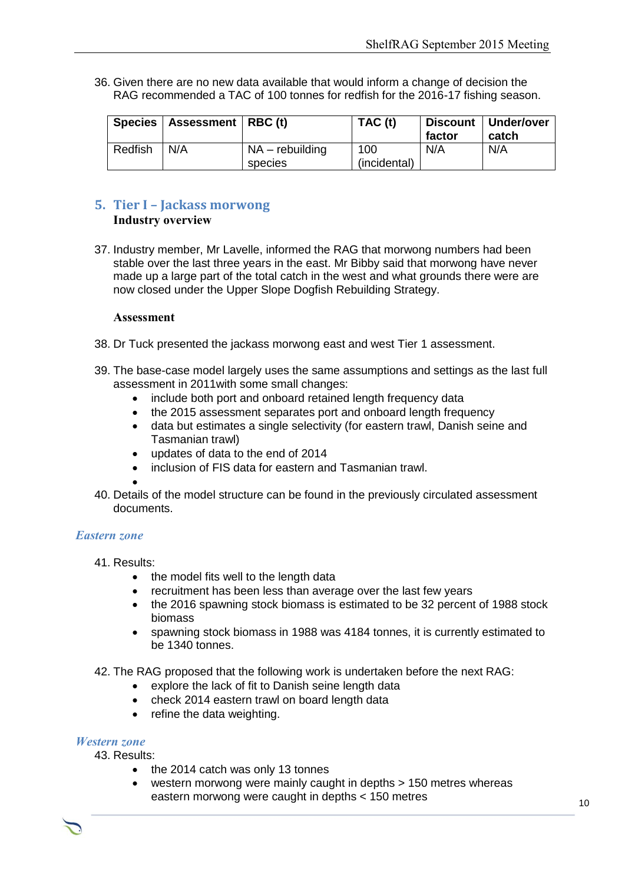36. Given there are no new data available that would inform a change of decision the RAG recommended a TAC of 100 tonnes for redfish for the 2016-17 fishing season.

| Species | Assessment | RBC (t) | TAC (t) | Discount factor | Under/over catch |
|---|---|---|---|---|---|
| Redfish | N/A | NA – rebuilding species | 100 (incidental) | N/A | N/A |

## 5. Tier I – Jackass morwong

**Industry overview**

37. Industry member, Mr Lavelle, informed the RAG that morwong numbers had been stable over the last three years in the east. Mr Bibby said that morwong have never made up a large part of the total catch in the west and what grounds there were are now closed under the Upper Slope Dogfish Rebuilding Strategy.

**Assessment**

38. Dr Tuck presented the jackass morwong east and west Tier 1 assessment.

39. The base-case model largely uses the same assumptions and settings as the last full assessment in 2011with some small changes:
    - include both port and onboard retained length frequency data
    - the 2015 assessment separates port and onboard length frequency
    - data but estimates a single selectivity (for eastern trawl, Danish seine and Tasmanian trawl)
    - updates of data to the end of 2014
    - inclusion of FIS data for eastern and Tasmanian trawl.
    - 

40. Details of the model structure can be found in the previously circulated assessment documents.

### *Eastern zone*

41. Results:
    - the model fits well to the length data
    - recruitment has been less than average over the last few years
    - the 2016 spawning stock biomass is estimated to be 32 percent of 1988 stock biomass
    - spawning stock biomass in 1988 was 4184 tonnes, it is currently estimated to be 1340 tonnes.

42. The RAG proposed that the following work is undertaken before the next RAG:
    - explore the lack of fit to Danish seine length data
    - check 2014 eastern trawl on board length data
    - refine the data weighting.

### *Western zone*

43. Results:
    - the 2014 catch was only 13 tonnes
    - western morwong were mainly caught in depths > 150 metres whereas eastern morwong were caught in depths < 150 metres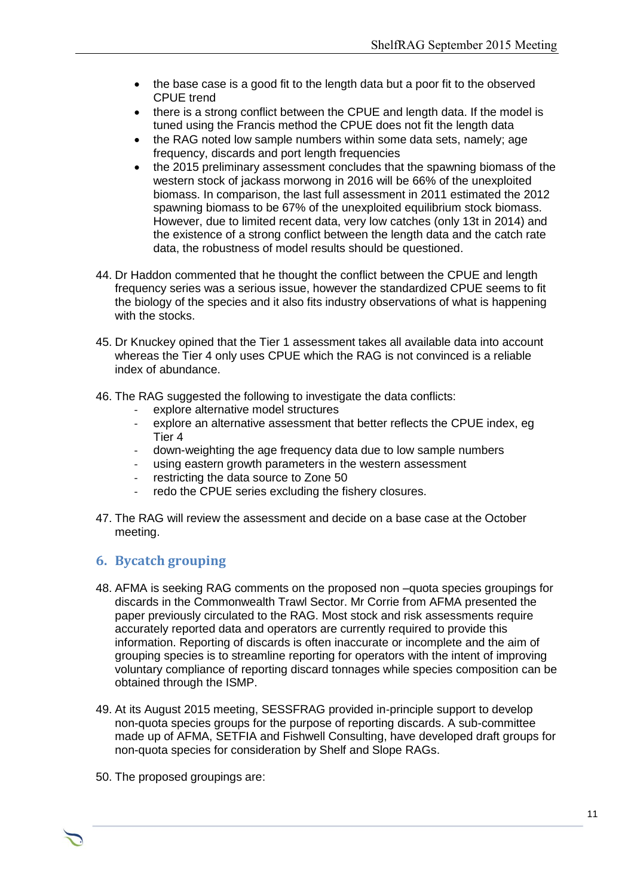- the base case is a good fit to the length data but a poor fit to the observed CPUE trend
- there is a strong conflict between the CPUE and length data. If the model is tuned using the Francis method the CPUE does not fit the length data
- the RAG noted low sample numbers within some data sets, namely; age frequency, discards and port length frequencies
- the 2015 preliminary assessment concludes that the spawning biomass of the western stock of jackass morwong in 2016 will be 66% of the unexploited biomass. In comparison, the last full assessment in 2011 estimated the 2012 spawning biomass to be 67% of the unexploited equilibrium stock biomass. However, due to limited recent data, very low catches (only 13t in 2014) and the existence of a strong conflict between the length data and the catch rate data, the robustness of model results should be questioned.

44. Dr Haddon commented that he thought the conflict between the CPUE and length frequency series was a serious issue, however the standardized CPUE seems to fit the biology of the species and it also fits industry observations of what is happening with the stocks.

45. Dr Knuckey opined that the Tier 1 assessment takes all available data into account whereas the Tier 4 only uses CPUE which the RAG is not convinced is a reliable index of abundance.

46. The RAG suggested the following to investigate the data conflicts:
    - explore alternative model structures
    - explore an alternative assessment that better reflects the CPUE index, eg Tier 4
    - down-weighting the age frequency data due to low sample numbers
    - using eastern growth parameters in the western assessment
    - restricting the data source to Zone 50
    - redo the CPUE series excluding the fishery closures.

47. The RAG will review the assessment and decide on a base case at the October meeting.

## 6. Bycatch grouping

48. AFMA is seeking RAG comments on the proposed non –quota species groupings for discards in the Commonwealth Trawl Sector. Mr Corrie from AFMA presented the paper previously circulated to the RAG. Most stock and risk assessments require accurately reported data and operators are currently required to provide this information. Reporting of discards is often inaccurate or incomplete and the aim of grouping species is to streamline reporting for operators with the intent of improving voluntary compliance of reporting discard tonnages while species composition can be obtained through the ISMP.

49. At its August 2015 meeting, SESSFRAG provided in-principle support to develop non-quota species groups for the purpose of reporting discards. A sub-committee made up of AFMA, SETFIA and Fishwell Consulting, have developed draft groups for non-quota species for consideration by Shelf and Slope RAGs.

50. The proposed groupings are: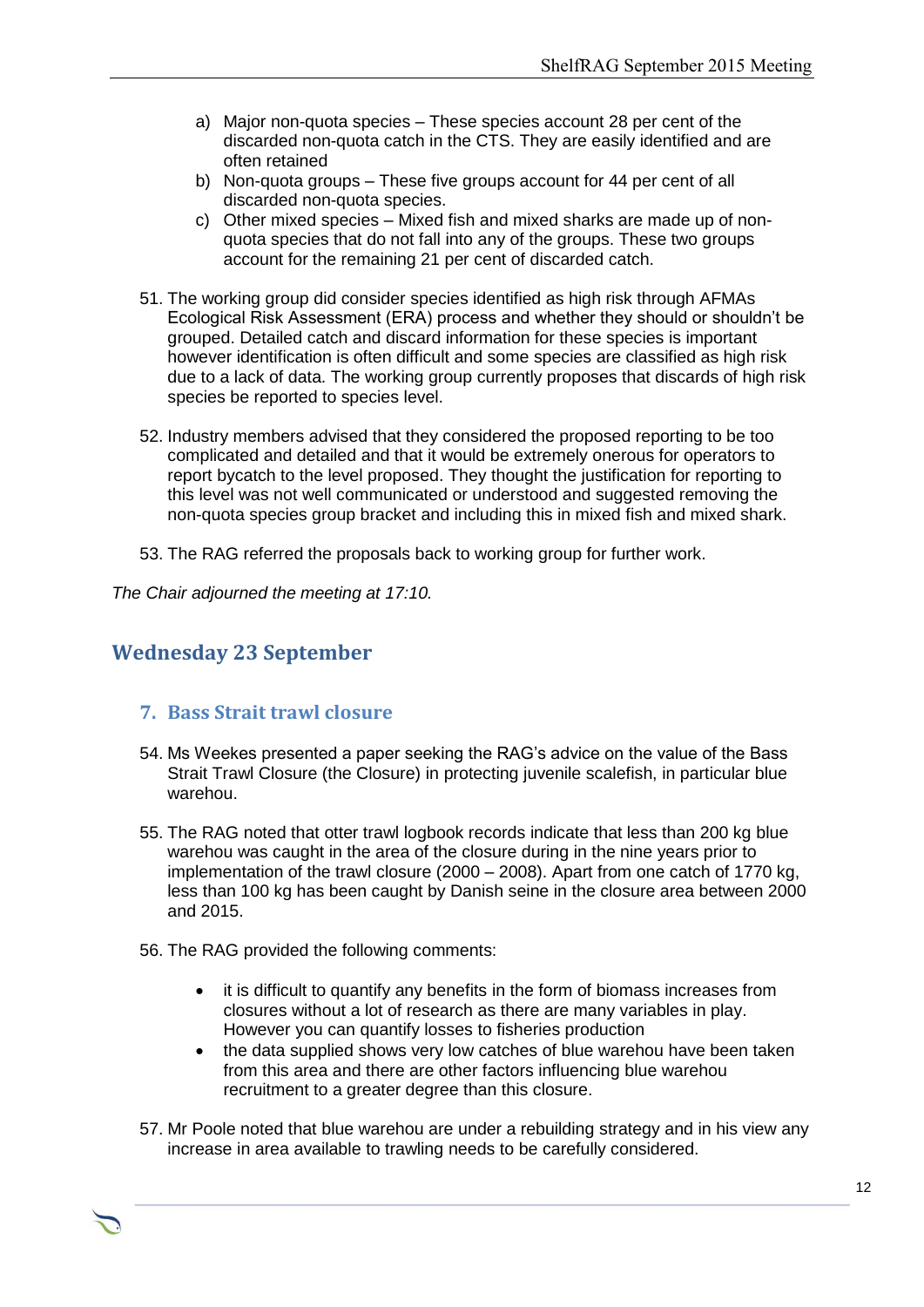a) Major non-quota species – These species account 28 per cent of the discarded non-quota catch in the CTS. They are easily identified and are often retained
b) Non-quota groups – These five groups account for 44 per cent of all discarded non-quota species.
c) Other mixed species – Mixed fish and mixed sharks are made up of non-quota species that do not fall into any of the groups. These two groups account for the remaining 21 per cent of discarded catch.

51. The working group did consider species identified as high risk through AFMAs Ecological Risk Assessment (ERA) process and whether they should or shouldn't be grouped. Detailed catch and discard information for these species is important however identification is often difficult and some species are classified as high risk due to a lack of data. The working group currently proposes that discards of high risk species be reported to species level.

52. Industry members advised that they considered the proposed reporting to be too complicated and detailed and that it would be extremely onerous for operators to report bycatch to the level proposed. They thought the justification for reporting to this level was not well communicated or understood and suggested removing the non-quota species group bracket and including this in mixed fish and mixed shark.

53. The RAG referred the proposals back to working group for further work.

*The Chair adjourned the meeting at 17:10.*

## Wednesday 23 September

### 7. Bass Strait trawl closure

54. Ms Weekes presented a paper seeking the RAG's advice on the value of the Bass Strait Trawl Closure (the Closure) in protecting juvenile scalefish, in particular blue warehou.

55. The RAG noted that otter trawl logbook records indicate that less than 200 kg blue warehou was caught in the area of the closure during in the nine years prior to implementation of the trawl closure (2000 – 2008). Apart from one catch of 1770 kg, less than 100 kg has been caught by Danish seine in the closure area between 2000 and 2015.

56. The RAG provided the following comments:

   - it is difficult to quantify any benefits in the form of biomass increases from closures without a lot of research as there are many variables in play. However you can quantify losses to fisheries production
   - the data supplied shows very low catches of blue warehou have been taken from this area and there are other factors influencing blue warehou recruitment to a greater degree than this closure.

57. Mr Poole noted that blue warehou are under a rebuilding strategy and in his view any increase in area available to trawling needs to be carefully considered.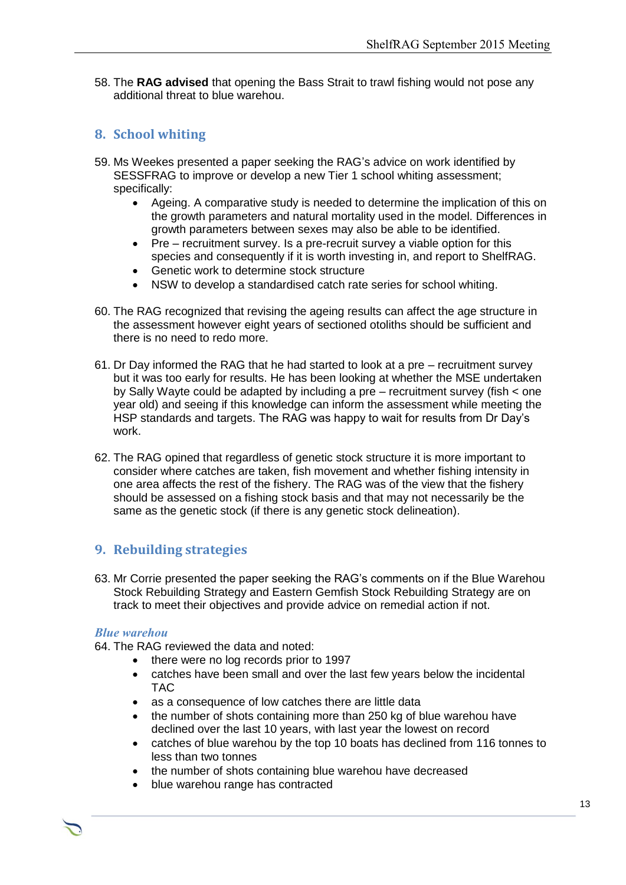58. The **RAG advised** that opening the Bass Strait to trawl fishing would not pose any additional threat to blue warehou.

## 8. School whiting

59. Ms Weekes presented a paper seeking the RAG's advice on work identified by SESSFRAG to improve or develop a new Tier 1 school whiting assessment; specifically:
    - Ageing. A comparative study is needed to determine the implication of this on the growth parameters and natural mortality used in the model. Differences in growth parameters between sexes may also be able to be identified.
    - Pre – recruitment survey. Is a pre-recruit survey a viable option for this species and consequently if it is worth investing in, and report to ShelfRAG.
    - Genetic work to determine stock structure
    - NSW to develop a standardised catch rate series for school whiting.

60. The RAG recognized that revising the ageing results can affect the age structure in the assessment however eight years of sectioned otoliths should be sufficient and there is no need to redo more.

61. Dr Day informed the RAG that he had started to look at a pre – recruitment survey but it was too early for results. He has been looking at whether the MSE undertaken by Sally Wayte could be adapted by including a pre – recruitment survey (fish < one year old) and seeing if this knowledge can inform the assessment while meeting the HSP standards and targets. The RAG was happy to wait for results from Dr Day's work.

62. The RAG opined that regardless of genetic stock structure it is more important to consider where catches are taken, fish movement and whether fishing intensity in one area affects the rest of the fishery. The RAG was of the view that the fishery should be assessed on a fishing stock basis and that may not necessarily be the same as the genetic stock (if there is any genetic stock delineation).

## 9. Rebuilding strategies

63. Mr Corrie presented the paper seeking the RAG's comments on if the Blue Warehou Stock Rebuilding Strategy and Eastern Gemfish Stock Rebuilding Strategy are on track to meet their objectives and provide advice on remedial action if not.

### *Blue warehou*

64. The RAG reviewed the data and noted:
    - there were no log records prior to 1997
    - catches have been small and over the last few years below the incidental TAC
    - as a consequence of low catches there are little data
    - the number of shots containing more than 250 kg of blue warehou have declined over the last 10 years, with last year the lowest on record
    - catches of blue warehou by the top 10 boats has declined from 116 tonnes to less than two tonnes
    - the number of shots containing blue warehou have decreased
    - blue warehou range has contracted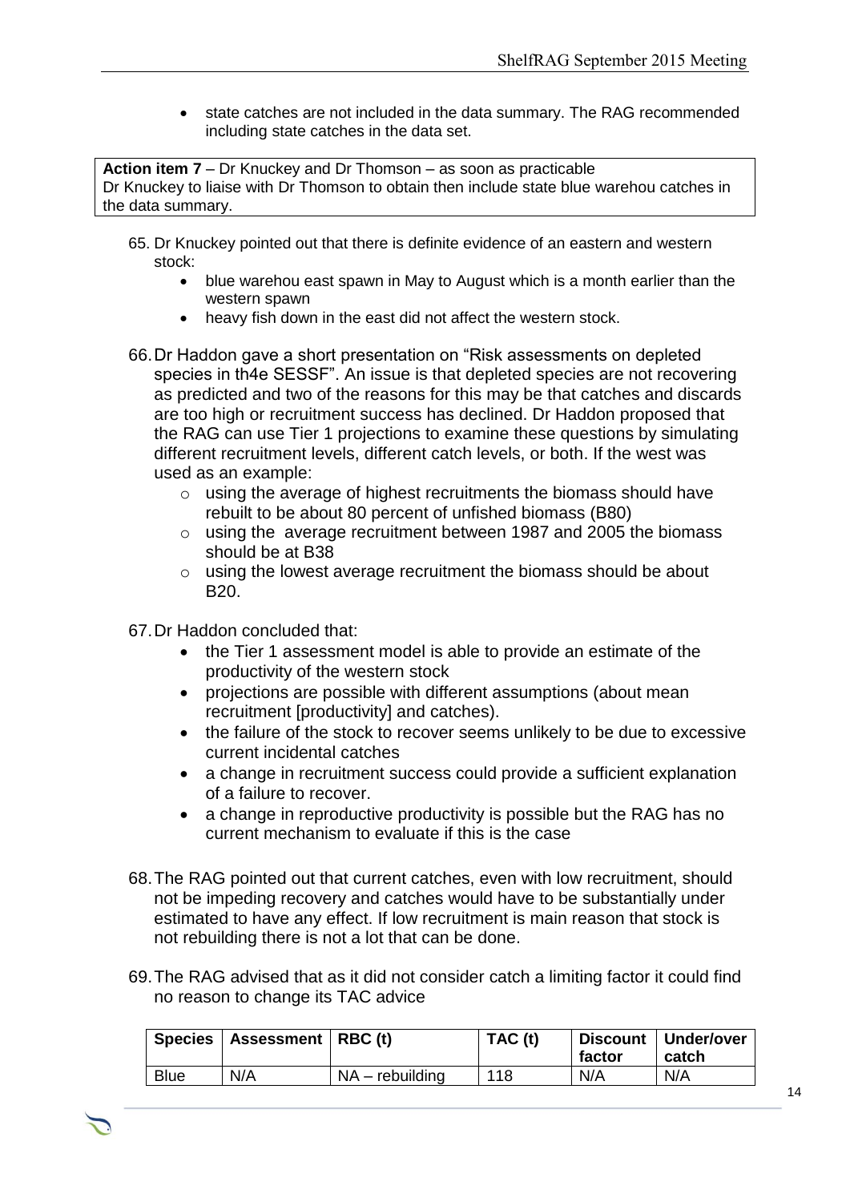- state catches are not included in the data summary. The RAG recommended including state catches in the data set.

**Action item 7** – Dr Knuckey and Dr Thomson – as soon as practicable
Dr Knuckey to liaise with Dr Thomson to obtain then include state blue warehou catches in the data summary.

65. Dr Knuckey pointed out that there is definite evidence of an eastern and western stock:
    - blue warehou east spawn in May to August which is a month earlier than the western spawn
    - heavy fish down in the east did not affect the western stock.

66. Dr Haddon gave a short presentation on "Risk assessments on depleted species in th4e SESSF". An issue is that depleted species are not recovering as predicted and two of the reasons for this may be that catches and discards are too high or recruitment success has declined. Dr Haddon proposed that the RAG can use Tier 1 projections to examine these questions by simulating different recruitment levels, different catch levels, or both. If the west was used as an example:
    - using the average of highest recruitments the biomass should have rebuilt to be about 80 percent of unfished biomass (B80)
    - using the average recruitment between 1987 and 2005 the biomass should be at B38
    - using the lowest average recruitment the biomass should be about B20.

67. Dr Haddon concluded that:
    - the Tier 1 assessment model is able to provide an estimate of the productivity of the western stock
    - projections are possible with different assumptions (about mean recruitment [productivity] and catches).
    - the failure of the stock to recover seems unlikely to be due to excessive current incidental catches
    - a change in recruitment success could provide a sufficient explanation of a failure to recover.
    - a change in reproductive productivity is possible but the RAG has no current mechanism to evaluate if this is the case

68. The RAG pointed out that current catches, even with low recruitment, should not be impeding recovery and catches would have to be substantially under estimated to have any effect. If low recruitment is main reason that stock is not rebuilding there is not a lot that can be done.

69. The RAG advised that as it did not consider catch a limiting factor it could find no reason to change its TAC advice

| Species | Assessment | RBC (t) | TAC (t) | Discount factor | Under/over catch |
|---|---|---|---|---|---|
| Blue | N/A | NA – rebuilding | 118 | N/A | N/A |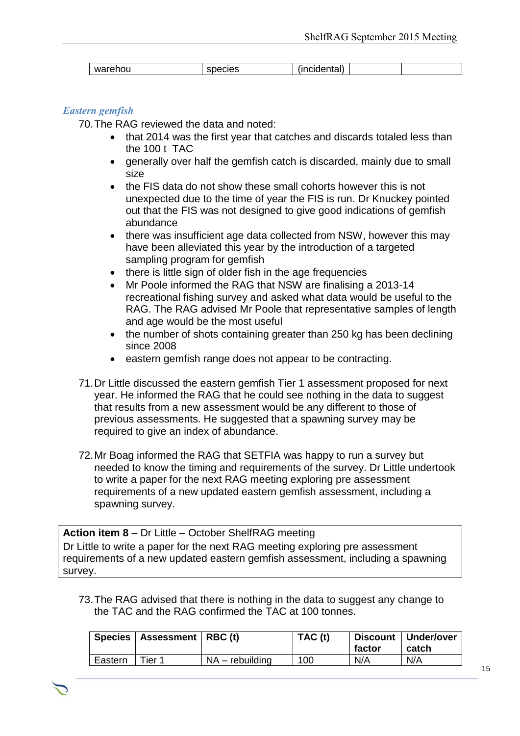| warehou | | species | (incidental) | | |
|---|---|---|---|---|---|

### *Eastern gemfish*

70. The RAG reviewed the data and noted:
    - that 2014 was the first year that catches and discards totaled less than the 100 t TAC
    - generally over half the gemfish catch is discarded, mainly due to small size
    - the FIS data do not show these small cohorts however this is not unexpected due to the time of year the FIS is run. Dr Knuckey pointed out that the FIS was not designed to give good indications of gemfish abundance
    - there was insufficient age data collected from NSW, however this may have been alleviated this year by the introduction of a targeted sampling program for gemfish
    - there is little sign of older fish in the age frequencies
    - Mr Poole informed the RAG that NSW are finalising a 2013-14 recreational fishing survey and asked what data would be useful to the RAG. The RAG advised Mr Poole that representative samples of length and age would be the most useful
    - the number of shots containing greater than 250 kg has been declining since 2008
    - eastern gemfish range does not appear to be contracting.

71. Dr Little discussed the eastern gemfish Tier 1 assessment proposed for next year. He informed the RAG that he could see nothing in the data to suggest that results from a new assessment would be any different to those of previous assessments. He suggested that a spawning survey may be required to give an index of abundance.

72. Mr Boag informed the RAG that SETFIA was happy to run a survey but needed to know the timing and requirements of the survey. Dr Little undertook to write a paper for the next RAG meeting exploring pre assessment requirements of a new updated eastern gemfish assessment, including a spawning survey.

**Action item 8** – Dr Little – October ShelfRAG meeting
Dr Little to write a paper for the next RAG meeting exploring pre assessment requirements of a new updated eastern gemfish assessment, including a spawning survey.

73. The RAG advised that there is nothing in the data to suggest any change to the TAC and the RAG confirmed the TAC at 100 tonnes.

| Species | Assessment | RBC (t) | TAC (t) | Discount factor | Under/over catch |
|---|---|---|---|---|---|
| Eastern | Tier 1 | NA – rebuilding | 100 | N/A | N/A |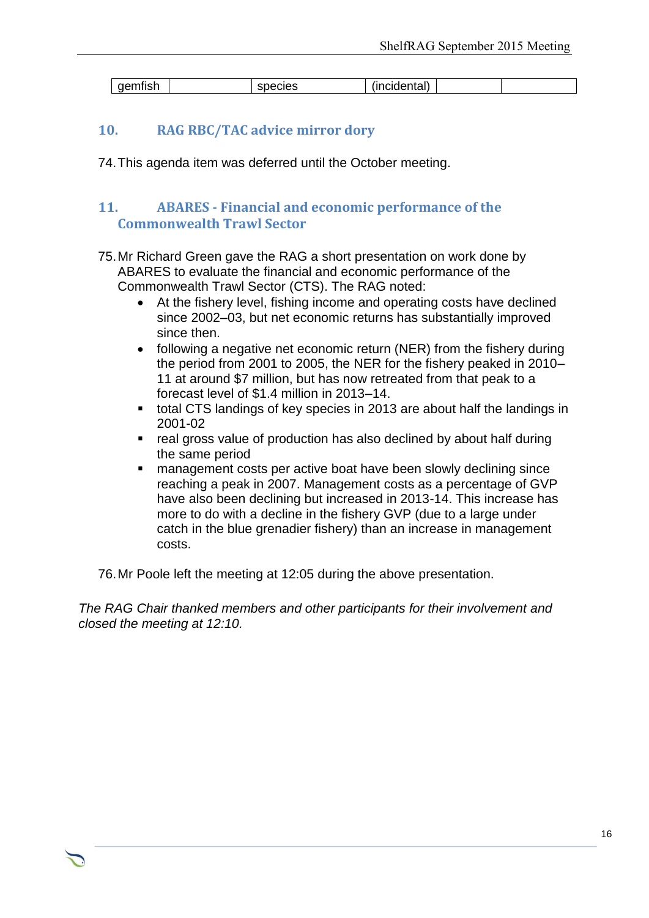| gemfish | | species | (incidental) | | |
|---|---|---|---|---|---|

## 10. RAG RBC/TAC advice mirror dory

74. This agenda item was deferred until the October meeting.

## 11. ABARES - Financial and economic performance of the Commonwealth Trawl Sector

75. Mr Richard Green gave the RAG a short presentation on work done by ABARES to evaluate the financial and economic performance of the Commonwealth Trawl Sector (CTS). The RAG noted:
    - At the fishery level, fishing income and operating costs have declined since 2002–03, but net economic returns has substantially improved since then.
    - following a negative net economic return (NER) from the fishery during the period from 2001 to 2005, the NER for the fishery peaked in 2010–11 at around $7 million, but has now retreated from that peak to a forecast level of $1.4 million in 2013–14.
    - total CTS landings of key species in 2013 are about half the landings in 2001-02
    - real gross value of production has also declined by about half during the same period
    - management costs per active boat have been slowly declining since reaching a peak in 2007. Management costs as a percentage of GVP have also been declining but increased in 2013-14. This increase has more to do with a decline in the fishery GVP (due to a large under catch in the blue grenadier fishery) than an increase in management costs.

76. Mr Poole left the meeting at 12:05 during the above presentation.

*The RAG Chair thanked members and other participants for their involvement and closed the meeting at 12:10.*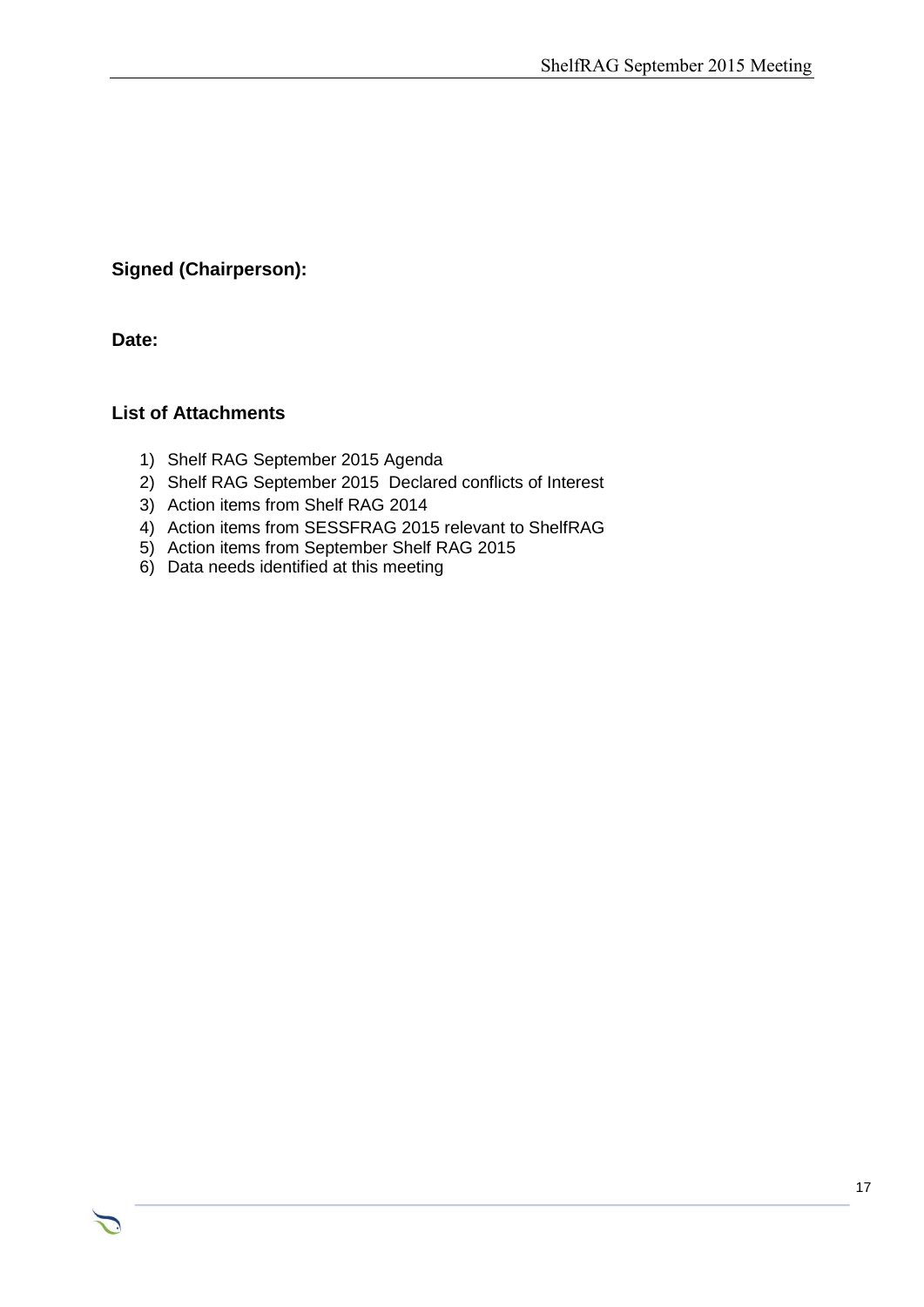**Signed (Chairperson):**

**Date:**

**List of Attachments**

1) Shelf RAG September 2015 Agenda
2) Shelf RAG September 2015 Declared conflicts of Interest
3) Action items from Shelf RAG 2014
4) Action items from SESSFRAG 2015 relevant to ShelfRAG
5) Action items from September Shelf RAG 2015
6) Data needs identified at this meeting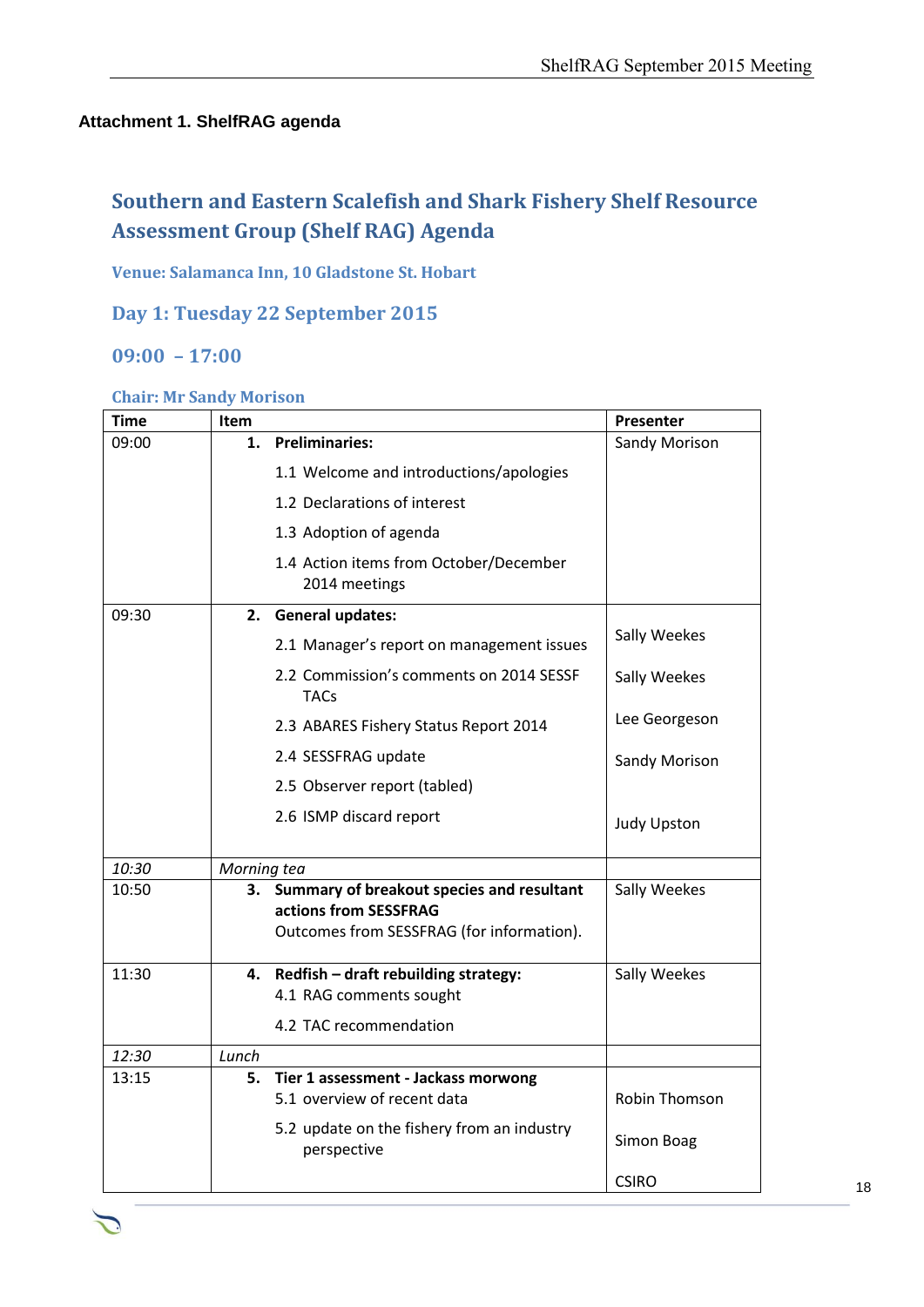**Attachment 1. ShelfRAG agenda**

## Southern and Eastern Scalefish and Shark Fishery Shelf Resource Assessment Group (Shelf RAG) Agenda

**Venue: Salamanca Inn, 10 Gladstone St. Hobart**

### Day 1: Tuesday 22 September 2015

### 09:00 – 17:00

**Chair: Mr Sandy Morison**

| Time | Item | Presenter |
|---|---|---|
| 09:00 | **1. Preliminaries:**<br>1.1 Welcome and introductions/apologies<br>1.2 Declarations of interest<br>1.3 Adoption of agenda<br>1.4 Action items from October/December 2014 meetings | Sandy Morison |
| 09:30 | **2. General updates:**<br>2.1 Manager's report on management issues<br>2.2 Commission's comments on 2014 SESSF TACs<br>2.3 ABARES Fishery Status Report 2014<br>2.4 SESSFRAG update<br>2.5 Observer report (tabled)<br>2.6 ISMP discard report | Sally Weekes<br>Sally Weekes<br>Lee Georgeson<br>Sandy Morison<br><br>Judy Upston |
| *10:30* | *Morning tea* | |
| 10:50 | **3. Summary of breakout species and resultant actions from SESSFRAG**<br>Outcomes from SESSFRAG (for information). | Sally Weekes |
| 11:30 | **4. Redfish – draft rebuilding strategy:**<br>4.1 RAG comments sought<br>4.2 TAC recommendation | Sally Weekes |
| *12:30* | *Lunch* | |
| 13:15 | **5. Tier 1 assessment - Jackass morwong**<br>5.1 overview of recent data<br>5.2 update on the fishery from an industry perspective | Robin Thomson<br>Simon Boag<br>CSIRO |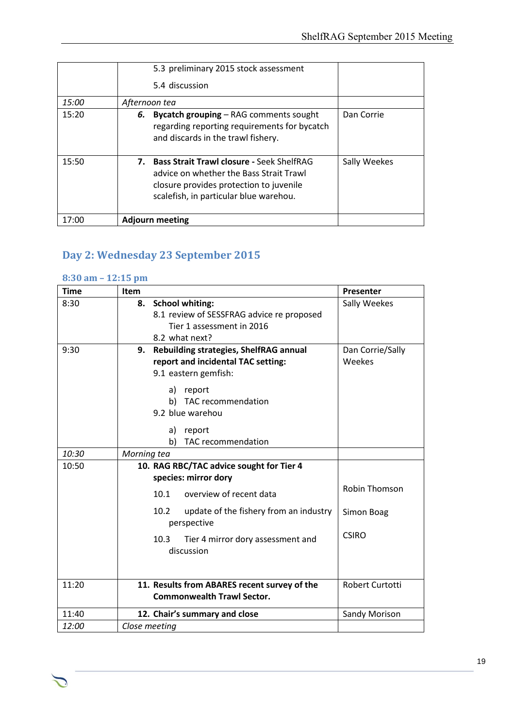| | | |
|---|---|---|
| | 5.3 preliminary 2015 stock assessment<br>5.4 discussion | |
| *15:00* | *Afternoon tea* | |
| 15:20 | ***6.*** **Bycatch grouping** – RAG comments sought regarding reporting requirements for bycatch and discards in the trawl fishery. | Dan Corrie |
| 15:50 | **7. Bass Strait Trawl closure -** Seek ShelfRAG advice on whether the Bass Strait Trawl closure provides protection to juvenile scalefish, in particular blue warehou. | Sally Weekes |
| 17:00 | **Adjourn meeting** | |

## Day 2: Wednesday 23 September 2015

### 8:30 am – 12:15 pm

| Time | Item | Presenter |
|---|---|---|
| 8:30 | **8. School whiting:**<br>8.1 review of SESSFRAG advice re proposed Tier 1 assessment in 2016<br>8.2 what next? | Sally Weekes |
| 9:30 | **9. Rebuilding strategies, ShelfRAG annual report and incidental TAC setting:**<br>9.1 eastern gemfish:<br>a) report<br>b) TAC recommendation<br>9.2 blue warehou<br>a) report<br>b) TAC recommendation | Dan Corrie/Sally Weekes |
| *10:30* | *Morning tea* | |
| 10:50 | **10. RAG RBC/TAC advice sought for Tier 4 species: mirror dory**<br>10.1 overview of recent data<br>10.2 update of the fishery from an industry perspective<br>10.3 Tier 4 mirror dory assessment and discussion | Robin Thomson<br>Simon Boag<br>CSIRO |
| 11:20 | **11. Results from ABARES recent survey of the Commonwealth Trawl Sector.** | Robert Curtotti |
| 11:40 | **12. Chair's summary and close** | Sandy Morison |
| *12:00* | *Close meeting* | |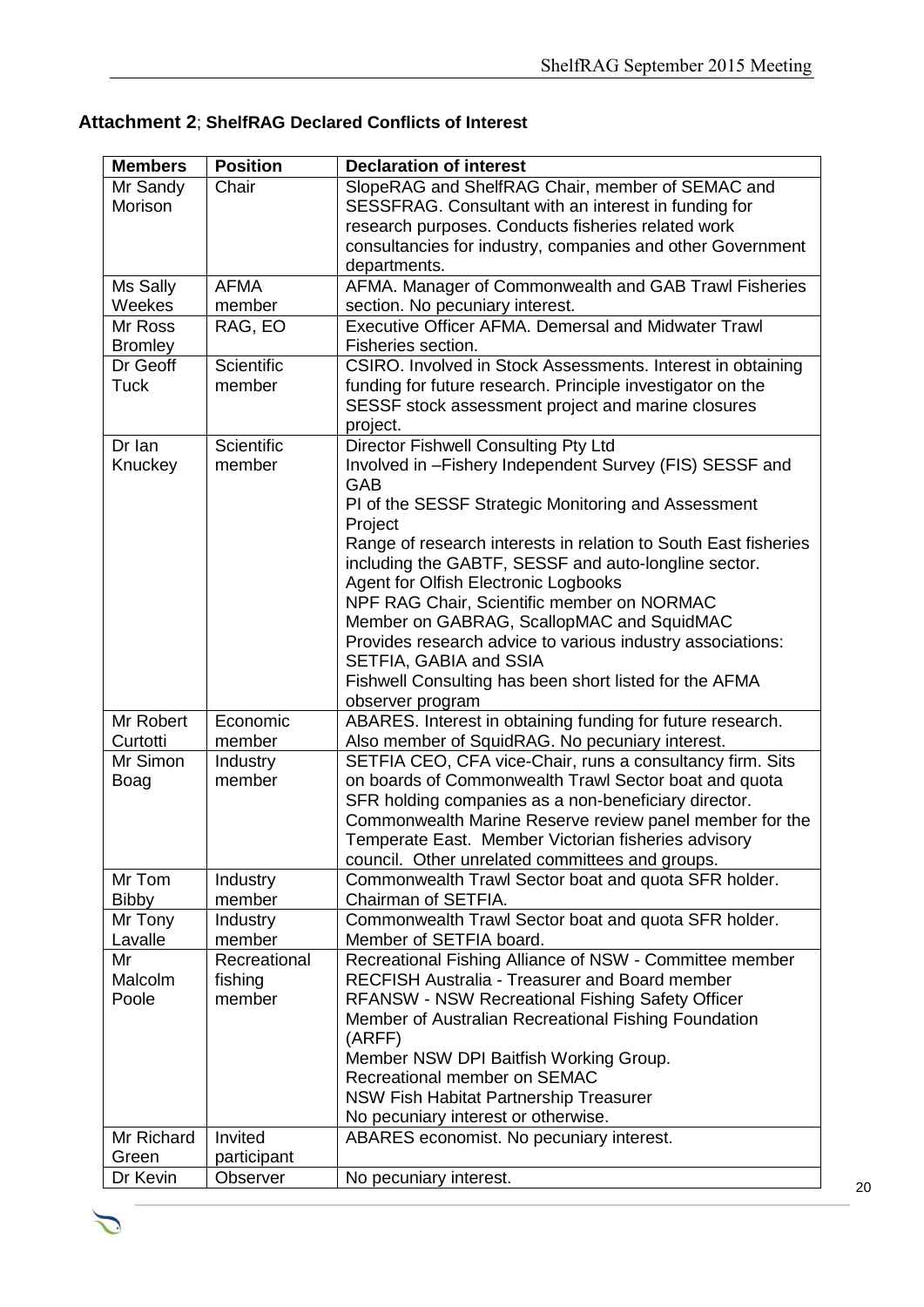**Attachment 2**; **ShelfRAG Declared Conflicts of Interest**

| Members | Position | Declaration of interest |
|---|---|---|
| Mr Sandy Morison | Chair | SlopeRAG and ShelfRAG Chair, member of SEMAC and SESSFRAG. Consultant with an interest in funding for research purposes. Conducts fisheries related work consultancies for industry, companies and other Government departments. |
| Ms Sally Weekes | AFMA member | AFMA. Manager of Commonwealth and GAB Trawl Fisheries section. No pecuniary interest. |
| Mr Ross Bromley | RAG, EO | Executive Officer AFMA. Demersal and Midwater Trawl Fisheries section. |
| Dr Geoff Tuck | Scientific member | CSIRO. Involved in Stock Assessments. Interest in obtaining funding for future research. Principle investigator on the SESSF stock assessment project and marine closures project. |
| Dr Ian Knuckey | Scientific member | Director Fishwell Consulting Pty Ltd<br>Involved in –Fishery Independent Survey (FIS) SESSF and GAB<br>PI of the SESSF Strategic Monitoring and Assessment Project<br>Range of research interests in relation to South East fisheries including the GABTF, SESSF and auto-longline sector.<br>Agent for Olfish Electronic Logbooks<br>NPF RAG Chair, Scientific member on NORMAC<br>Member on GABRAG, ScallopMAC and SquidMAC<br>Provides research advice to various industry associations: SETFIA, GABIA and SSIA<br>Fishwell Consulting has been short listed for the AFMA observer program |
| Mr Robert Curtotti | Economic member | ABARES. Interest in obtaining funding for future research. Also member of SquidRAG. No pecuniary interest. |
| Mr Simon Boag | Industry member | SETFIA CEO, CFA vice-Chair, runs a consultancy firm. Sits on boards of Commonwealth Trawl Sector boat and quota SFR holding companies as a non-beneficiary director. Commonwealth Marine Reserve review panel member for the Temperate East. Member Victorian fisheries advisory council. Other unrelated committees and groups. |
| Mr Tom Bibby | Industry member | Commonwealth Trawl Sector boat and quota SFR holder. Chairman of SETFIA. |
| Mr Tony Lavalle | Industry member | Commonwealth Trawl Sector boat and quota SFR holder. Member of SETFIA board. |
| Mr Malcolm Poole | Recreational fishing member | Recreational Fishing Alliance of NSW - Committee member<br>RECFISH Australia - Treasurer and Board member<br>RFANSW - NSW Recreational Fishing Safety Officer<br>Member of Australian Recreational Fishing Foundation (ARFF)<br>Member NSW DPI Baitfish Working Group.<br>Recreational member on SEMAC<br>NSW Fish Habitat Partnership Treasurer<br>No pecuniary interest or otherwise. |
| Mr Richard Green | Invited participant | ABARES economist. No pecuniary interest. |
| Dr Kevin | Observer | No pecuniary interest. |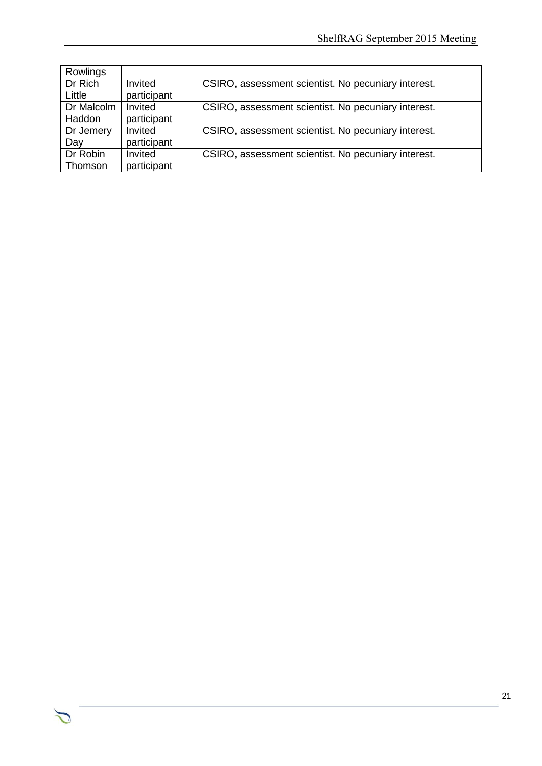| Rowlings | | |
| --- | --- | --- |
| Dr Rich Little | Invited participant | CSIRO, assessment scientist. No pecuniary interest. |
| Dr Malcolm Haddon | Invited participant | CSIRO, assessment scientist. No pecuniary interest. |
| Dr Jemery Day | Invited participant | CSIRO, assessment scientist. No pecuniary interest. |
| Dr Robin Thomson | Invited participant | CSIRO, assessment scientist. No pecuniary interest. |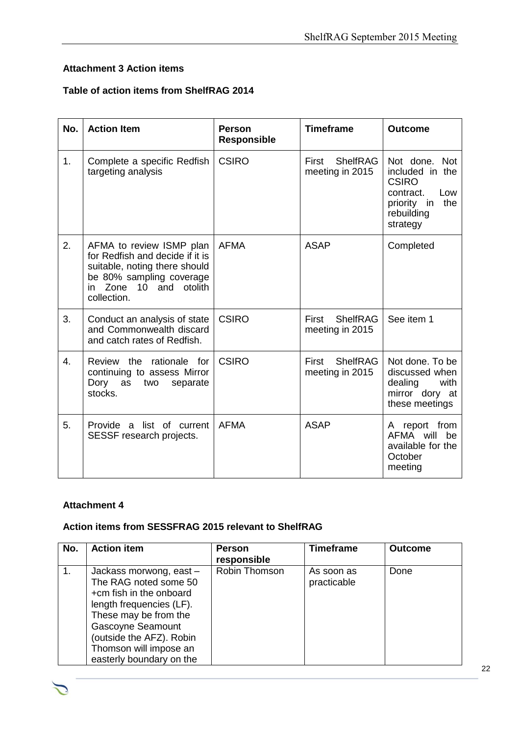**Attachment 3 Action items**

**Table of action items from ShelfRAG 2014**

| No. | Action Item | Person Responsible | Timeframe | Outcome |
|---|---|---|---|---|
| 1. | Complete a specific Redfish targeting analysis | CSIRO | First ShelfRAG meeting in 2015 | Not done. Not included in the CSIRO contract. Low priority in the rebuilding strategy |
| 2. | AFMA to review ISMP plan for Redfish and decide if it is suitable, noting there should be 80% sampling coverage in Zone 10 and otolith collection. | AFMA | ASAP | Completed |
| 3. | Conduct an analysis of state and Commonwealth discard and catch rates of Redfish. | CSIRO | First ShelfRAG meeting in 2015 | See item 1 |
| 4. | Review the rationale for continuing to assess Mirror Dory as two separate stocks. | CSIRO | First ShelfRAG meeting in 2015 | Not done. To be discussed when dealing with mirror dory at these meetings |
| 5. | Provide a list of current SESSF research projects. | AFMA | ASAP | A report from AFMA will be available for the October meeting |

**Attachment 4**

**Action items from SESSFRAG 2015 relevant to ShelfRAG**

| No. | Action item | Person responsible | Timeframe | Outcome |
|---|---|---|---|---|
| 1. | Jackass morwong, east – The RAG noted some 50 +cm fish in the onboard length frequencies (LF). These may be from the Gascoyne Seamount (outside the AFZ). Robin Thomson will impose an easterly boundary on the | Robin Thomson | As soon as practicable | Done |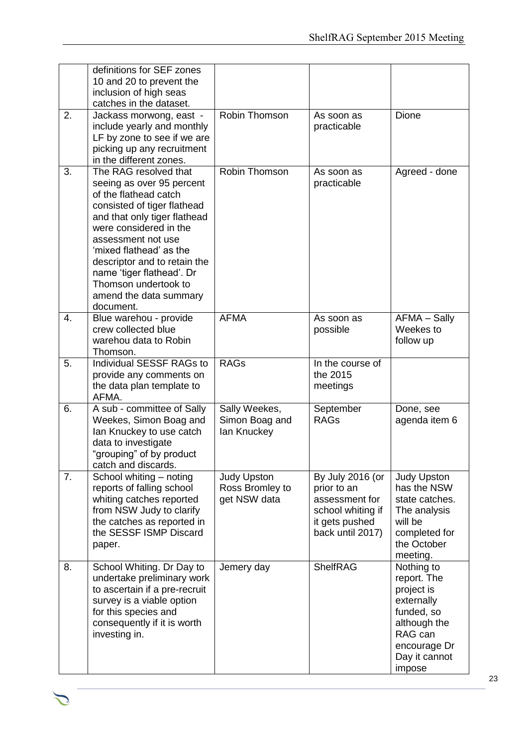| | definitions for SEF zones 10 and 20 to prevent the inclusion of high seas catches in the dataset. | | | |
|---|---|---|---|---|
| 2. | Jackass morwong, east - include yearly and monthly LF by zone to see if we are picking up any recruitment in the different zones. | Robin Thomson | As soon as practicable | Dione |
| 3. | The RAG resolved that seeing as over 95 percent of the flathead catch consisted of tiger flathead and that only tiger flathead were considered in the assessment not use 'mixed flathead' as the descriptor and to retain the name 'tiger flathead'. Dr Thomson undertook to amend the data summary document. | Robin Thomson | As soon as practicable | Agreed - done |
| 4. | Blue warehou - provide crew collected blue warehou data to Robin Thomson. | AFMA | As soon as possible | AFMA – Sally Weekes to follow up |
| 5. | Individual SESSF RAGs to provide any comments on the data plan template to AFMA. | RAGs | In the course of the 2015 meetings | |
| 6. | A sub - committee of Sally Weekes, Simon Boag and Ian Knuckey to use catch data to investigate "grouping" of by product catch and discards. | Sally Weekes, Simon Boag and Ian Knuckey | September RAGs | Done, see agenda item 6 |
| 7. | School whiting – noting reports of falling school whiting catches reported from NSW Judy to clarify the catches as reported in the SESSF ISMP Discard paper. | Judy Upston Ross Bromley to get NSW data | By July 2016 (or prior to an assessment for school whiting if it gets pushed back until 2017) | Judy Upston has the NSW state catches. The analysis will be completed for the October meeting. |
| 8. | School Whiting. Dr Day to undertake preliminary work to ascertain if a pre-recruit survey is a viable option for this species and consequently if it is worth investing in. | Jemery day | ShelfRAG | Nothing to report. The project is externally funded, so although the RAG can encourage Dr Day it cannot impose |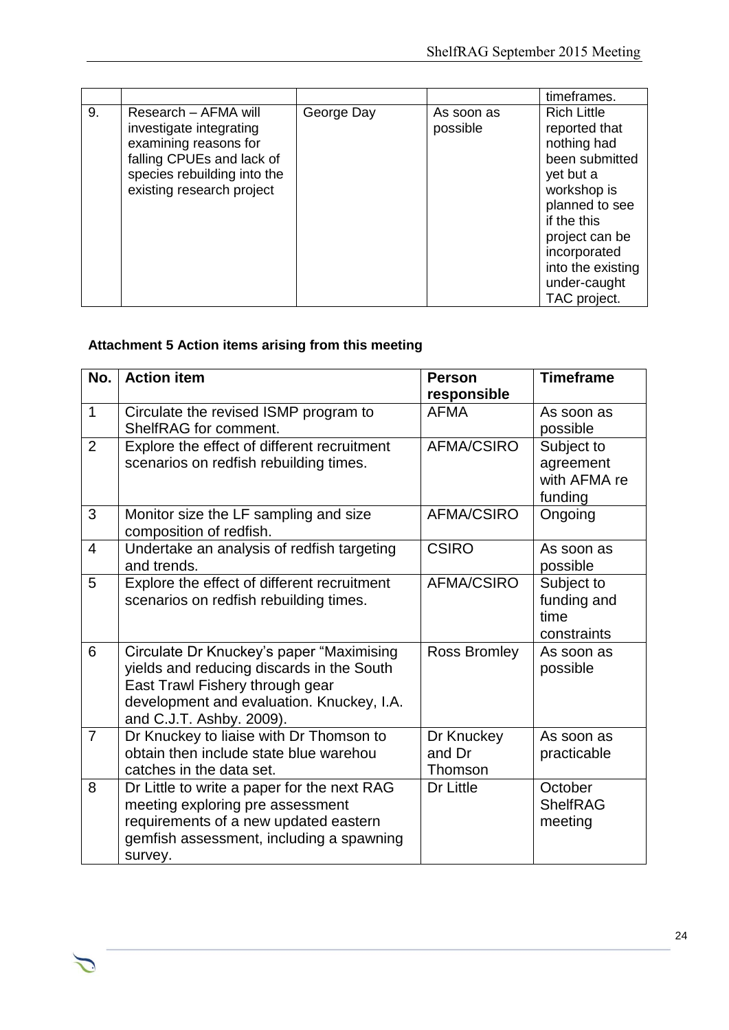|  |  |  |  | timeframes. |
|---|---|---|---|---|
| 9. | Research – AFMA will investigate integrating examining reasons for falling CPUEs and lack of species rebuilding into the existing research project | George Day | As soon as possible | Rich Little reported that nothing had been submitted yet but a workshop is planned to see if the this project can be incorporated into the existing under-caught TAC project. |

**Attachment 5 Action items arising from this meeting**

| No. | Action item | Person responsible | Timeframe |
|---|---|---|---|
| 1 | Circulate the revised ISMP program to ShelfRAG for comment. | AFMA | As soon as possible |
| 2 | Explore the effect of different recruitment scenarios on redfish rebuilding times. | AFMA/CSIRO | Subject to agreement with AFMA re funding |
| 3 | Monitor size the LF sampling and size composition of redfish. | AFMA/CSIRO | Ongoing |
| 4 | Undertake an analysis of redfish targeting and trends. | CSIRO | As soon as possible |
| 5 | Explore the effect of different recruitment scenarios on redfish rebuilding times. | AFMA/CSIRO | Subject to funding and time constraints |
| 6 | Circulate Dr Knuckey's paper "Maximising yields and reducing discards in the South East Trawl Fishery through gear development and evaluation. Knuckey, I.A. and C.J.T. Ashby. 2009). | Ross Bromley | As soon as possible |
| 7 | Dr Knuckey to liaise with Dr Thomson to obtain then include state blue warehou catches in the data set. | Dr Knuckey and Dr Thomson | As soon as practicable |
| 8 | Dr Little to write a paper for the next RAG meeting exploring pre assessment requirements of a new updated eastern gemfish assessment, including a spawning survey. | Dr Little | October ShelfRAG meeting |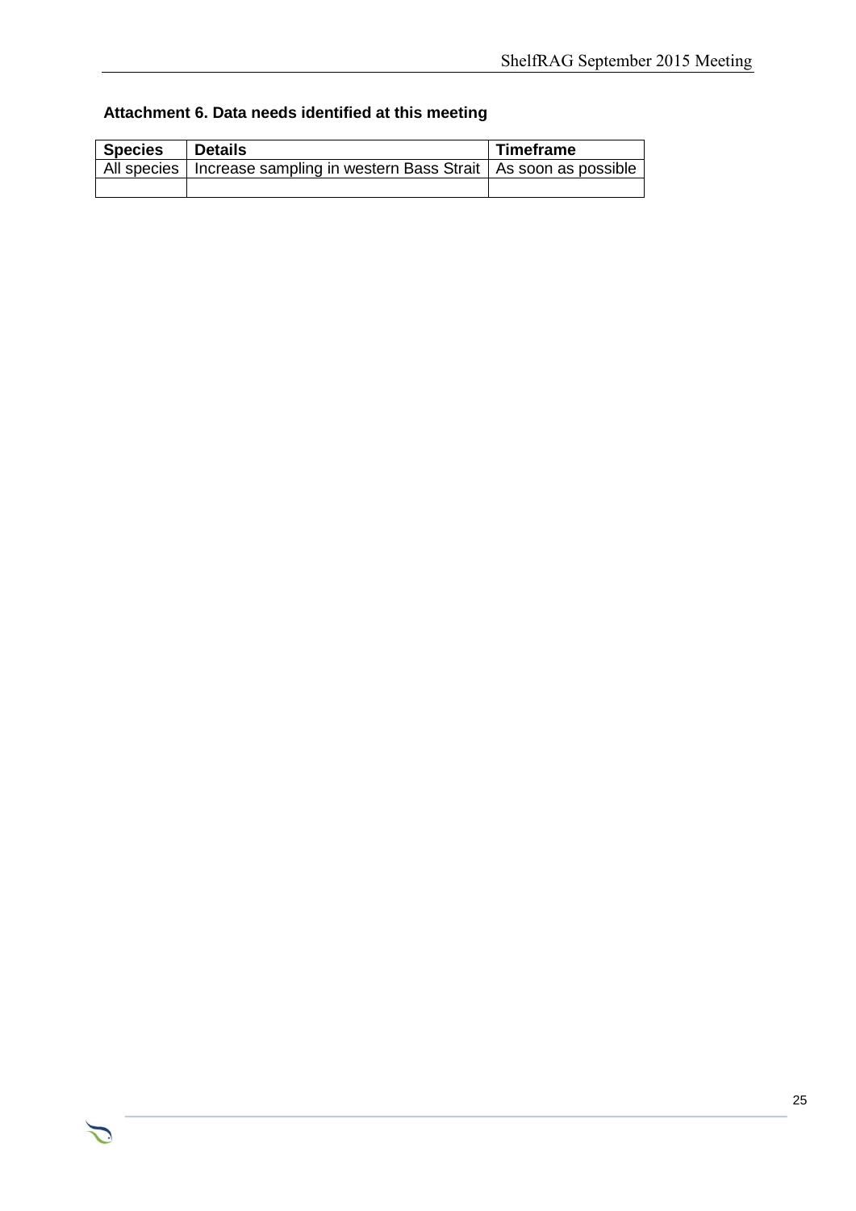**Attachment 6. Data needs identified at this meeting**

| Species | Details | Timeframe |
|---|---|---|
| All species | Increase sampling in western Bass Strait | As soon as possible |
| | | |